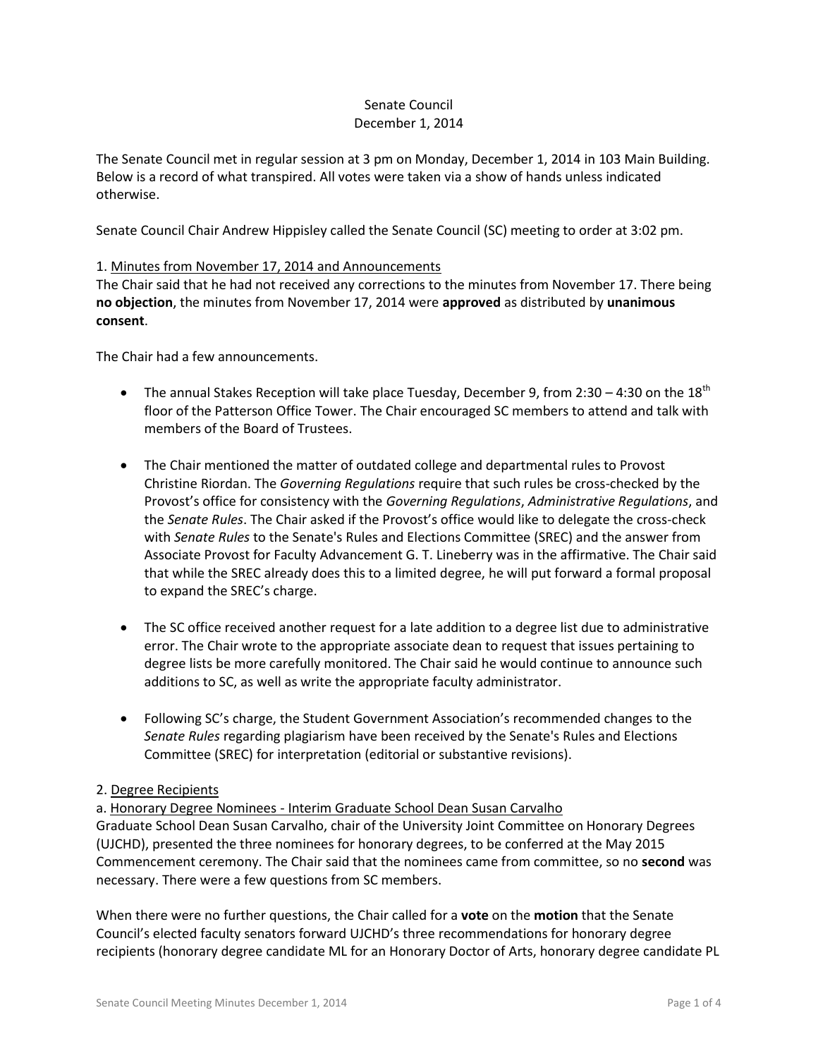Senate Council
December 1, 2014

The Senate Council met in regular session at 3 pm on Monday, December 1, 2014 in 103 Main Building. Below is a record of what transpired. All votes were taken via a show of hands unless indicated otherwise.

Senate Council Chair Andrew Hippisley called the Senate Council (SC) meeting to order at 3:02 pm.

1. Minutes from November 17, 2014 and Announcements

The Chair said that he had not received any corrections to the minutes from November 17. There being **no objection**, the minutes from November 17, 2014 were **approved** as distributed by **unanimous consent**.

The Chair had a few announcements.

- The annual Stakes Reception will take place Tuesday, December 9, from 2:30 – 4:30 on the 18th floor of the Patterson Office Tower. The Chair encouraged SC members to attend and talk with members of the Board of Trustees.
- The Chair mentioned the matter of outdated college and departmental rules to Provost Christine Riordan. The *Governing Regulations* require that such rules be cross-checked by the Provost's office for consistency with the *Governing Regulations*, *Administrative Regulations*, and the *Senate Rules*. The Chair asked if the Provost's office would like to delegate the cross-check with *Senate Rules* to the Senate's Rules and Elections Committee (SREC) and the answer from Associate Provost for Faculty Advancement G. T. Lineberry was in the affirmative. The Chair said that while the SREC already does this to a limited degree, he will put forward a formal proposal to expand the SREC's charge.
- The SC office received another request for a late addition to a degree list due to administrative error. The Chair wrote to the appropriate associate dean to request that issues pertaining to degree lists be more carefully monitored. The Chair said he would continue to announce such additions to SC, as well as write the appropriate faculty administrator.
- Following SC's charge, the Student Government Association's recommended changes to the *Senate Rules* regarding plagiarism have been received by the Senate's Rules and Elections Committee (SREC) for interpretation (editorial or substantive revisions).

2. Degree Recipients

a. Honorary Degree Nominees - Interim Graduate School Dean Susan Carvalho

Graduate School Dean Susan Carvalho, chair of the University Joint Committee on Honorary Degrees (UJCHD), presented the three nominees for honorary degrees, to be conferred at the May 2015 Commencement ceremony. The Chair said that the nominees came from committee, so no **second** was necessary. There were a few questions from SC members.

When there were no further questions, the Chair called for a **vote** on the **motion** that the Senate Council's elected faculty senators forward UJCHD's three recommendations for honorary degree recipients (honorary degree candidate ML for an Honorary Doctor of Arts, honorary degree candidate PL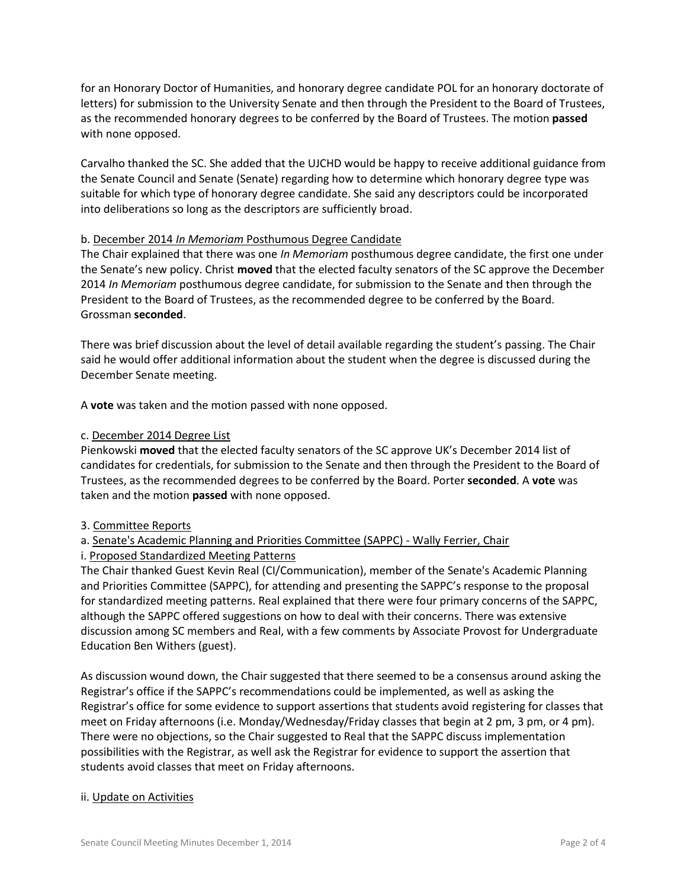for an Honorary Doctor of Humanities, and honorary degree candidate POL for an honorary doctorate of letters) for submission to the University Senate and then through the President to the Board of Trustees, as the recommended honorary degrees to be conferred by the Board of Trustees. The motion **passed** with none opposed.

Carvalho thanked the SC. She added that the UJCHD would be happy to receive additional guidance from the Senate Council and Senate (Senate) regarding how to determine which honorary degree type was suitable for which type of honorary degree candidate. She said any descriptors could be incorporated into deliberations so long as the descriptors are sufficiently broad.

b. <u>December 2014 *In Memoriam* Posthumous Degree Candidate</u>
The Chair explained that there was one *In Memoriam* posthumous degree candidate, the first one under the Senate's new policy. Christ **moved** that the elected faculty senators of the SC approve the December 2014 *In Memoriam* posthumous degree candidate, for submission to the Senate and then through the President to the Board of Trustees, as the recommended degree to be conferred by the Board. Grossman **seconded**.

There was brief discussion about the level of detail available regarding the student's passing. The Chair said he would offer additional information about the student when the degree is discussed during the December Senate meeting.

A **vote** was taken and the motion passed with none opposed.

c. <u>December 2014 Degree List</u>
Pienkowski **moved** that the elected faculty senators of the SC approve UK's December 2014 list of candidates for credentials, for submission to the Senate and then through the President to the Board of Trustees, as the recommended degrees to be conferred by the Board. Porter **seconded**. A **vote** was taken and the motion **passed** with none opposed.

3. <u>Committee Reports</u>
a. <u>Senate's Academic Planning and Priorities Committee (SAPPC) - Wally Ferrier, Chair</u>
i. <u>Proposed Standardized Meeting Patterns</u>
The Chair thanked Guest Kevin Real (CI/Communication), member of the Senate's Academic Planning and Priorities Committee (SAPPC), for attending and presenting the SAPPC's response to the proposal for standardized meeting patterns. Real explained that there were four primary concerns of the SAPPC, although the SAPPC offered suggestions on how to deal with their concerns. There was extensive discussion among SC members and Real, with a few comments by Associate Provost for Undergraduate Education Ben Withers (guest).

As discussion wound down, the Chair suggested that there seemed to be a consensus around asking the Registrar's office if the SAPPC's recommendations could be implemented, as well as asking the Registrar's office for some evidence to support assertions that students avoid registering for classes that meet on Friday afternoons (i.e. Monday/Wednesday/Friday classes that begin at 2 pm, 3 pm, or 4 pm). There were no objections, so the Chair suggested to Real that the SAPPC discuss implementation possibilities with the Registrar, as well ask the Registrar for evidence to support the assertion that students avoid classes that meet on Friday afternoons.

ii. <u>Update on Activities</u>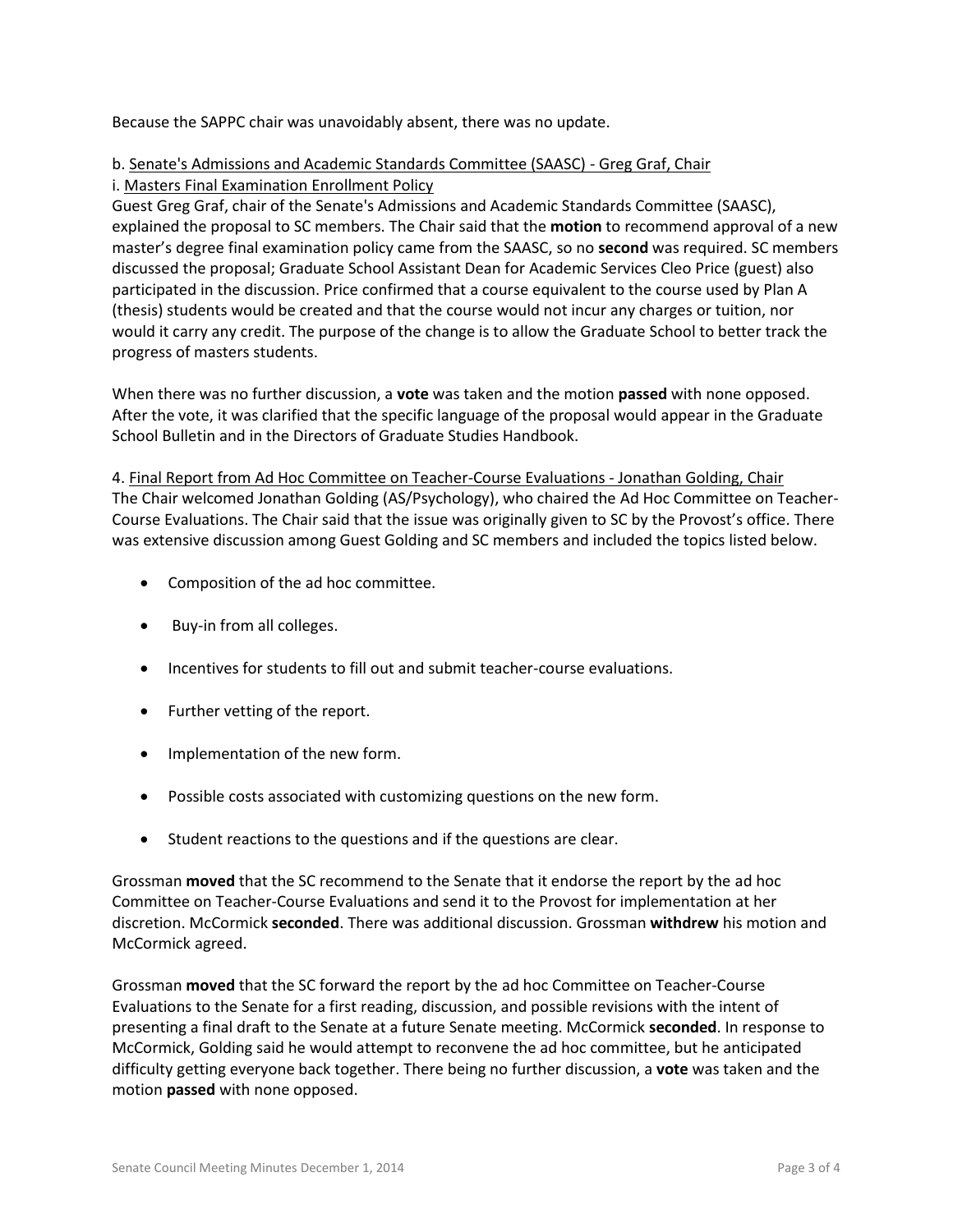Because the SAPPC chair was unavoidably absent, there was no update.

b. Senate's Admissions and Academic Standards Committee (SAASC) - Greg Graf, Chair

i. Masters Final Examination Enrollment Policy

Guest Greg Graf, chair of the Senate's Admissions and Academic Standards Committee (SAASC), explained the proposal to SC members. The Chair said that the **motion** to recommend approval of a new master's degree final examination policy came from the SAASC, so no **second** was required. SC members discussed the proposal; Graduate School Assistant Dean for Academic Services Cleo Price (guest) also participated in the discussion. Price confirmed that a course equivalent to the course used by Plan A (thesis) students would be created and that the course would not incur any charges or tuition, nor would it carry any credit. The purpose of the change is to allow the Graduate School to better track the progress of masters students.

When there was no further discussion, a **vote** was taken and the motion **passed** with none opposed. After the vote, it was clarified that the specific language of the proposal would appear in the Graduate School Bulletin and in the Directors of Graduate Studies Handbook.

4. Final Report from Ad Hoc Committee on Teacher-Course Evaluations - Jonathan Golding, Chair

The Chair welcomed Jonathan Golding (AS/Psychology), who chaired the Ad Hoc Committee on Teacher-Course Evaluations. The Chair said that the issue was originally given to SC by the Provost's office. There was extensive discussion among Guest Golding and SC members and included the topics listed below.

- Composition of the ad hoc committee.
- Buy-in from all colleges.
- Incentives for students to fill out and submit teacher-course evaluations.
- Further vetting of the report.
- Implementation of the new form.
- Possible costs associated with customizing questions on the new form.
- Student reactions to the questions and if the questions are clear.

Grossman **moved** that the SC recommend to the Senate that it endorse the report by the ad hoc Committee on Teacher-Course Evaluations and send it to the Provost for implementation at her discretion. McCormick **seconded**. There was additional discussion. Grossman **withdrew** his motion and McCormick agreed.

Grossman **moved** that the SC forward the report by the ad hoc Committee on Teacher-Course Evaluations to the Senate for a first reading, discussion, and possible revisions with the intent of presenting a final draft to the Senate at a future Senate meeting. McCormick **seconded**. In response to McCormick, Golding said he would attempt to reconvene the ad hoc committee, but he anticipated difficulty getting everyone back together. There being no further discussion, a **vote** was taken and the motion **passed** with none opposed.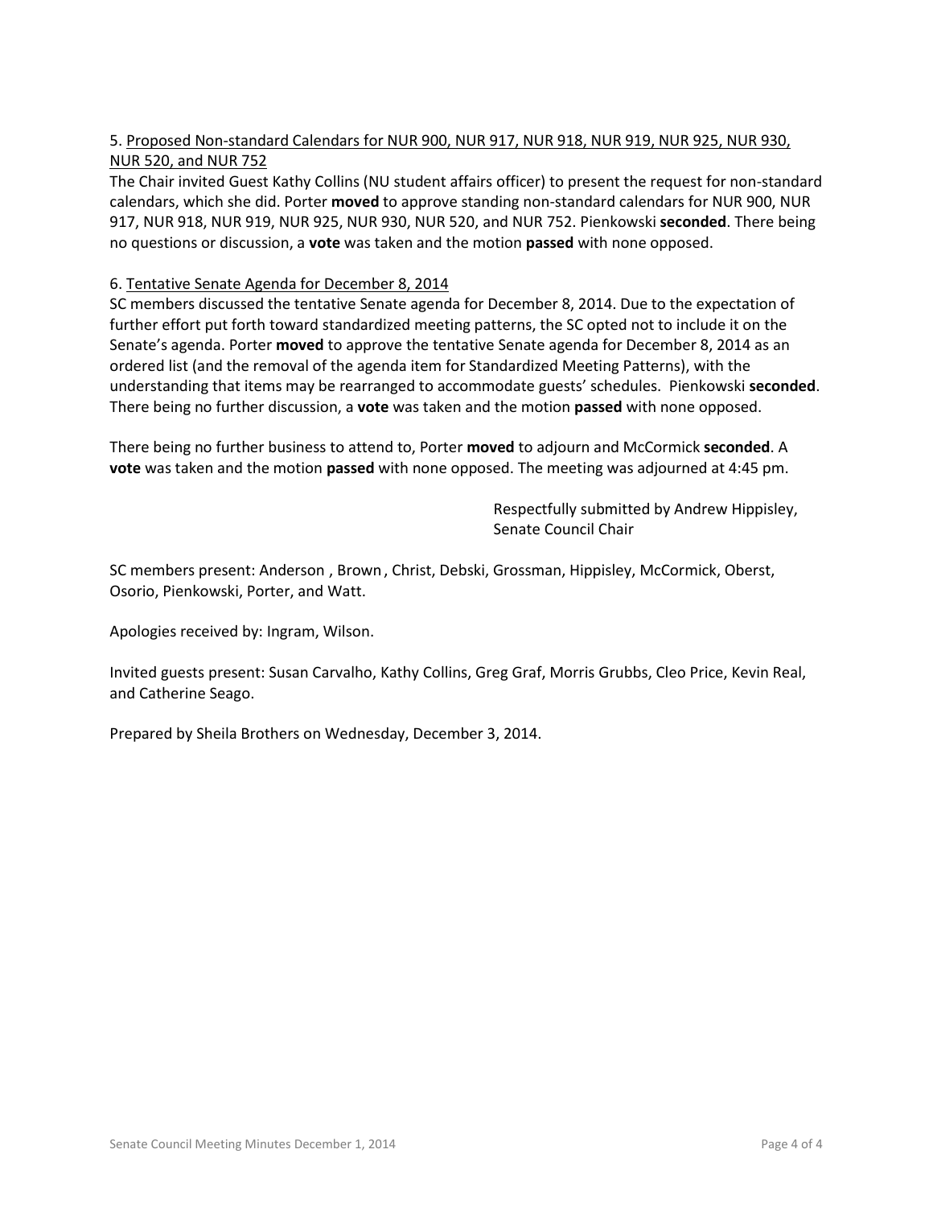5. Proposed Non-standard Calendars for NUR 900, NUR 917, NUR 918, NUR 919, NUR 925, NUR 930, NUR 520, and NUR 752

The Chair invited Guest Kathy Collins (NU student affairs officer) to present the request for non-standard calendars, which she did. Porter **moved** to approve standing non-standard calendars for NUR 900, NUR 917, NUR 918, NUR 919, NUR 925, NUR 930, NUR 520, and NUR 752. Pienkowski **seconded**. There being no questions or discussion, a **vote** was taken and the motion **passed** with none opposed.

6. Tentative Senate Agenda for December 8, 2014

SC members discussed the tentative Senate agenda for December 8, 2014. Due to the expectation of further effort put forth toward standardized meeting patterns, the SC opted not to include it on the Senate's agenda. Porter **moved** to approve the tentative Senate agenda for December 8, 2014 as an ordered list (and the removal of the agenda item for Standardized Meeting Patterns), with the understanding that items may be rearranged to accommodate guests' schedules. Pienkowski **seconded**. There being no further discussion, a **vote** was taken and the motion **passed** with none opposed.

There being no further business to attend to, Porter **moved** to adjourn and McCormick **seconded**. A **vote** was taken and the motion **passed** with none opposed. The meeting was adjourned at 4:45 pm.

Respectfully submitted by Andrew Hippisley,
Senate Council Chair

SC members present: Anderson , Brown , Christ, Debski, Grossman, Hippisley, McCormick, Oberst, Osorio, Pienkowski, Porter, and Watt.

Apologies received by: Ingram, Wilson.

Invited guests present: Susan Carvalho, Kathy Collins, Greg Graf, Morris Grubbs, Cleo Price, Kevin Real, and Catherine Seago.

Prepared by Sheila Brothers on Wednesday, December 3, 2014.